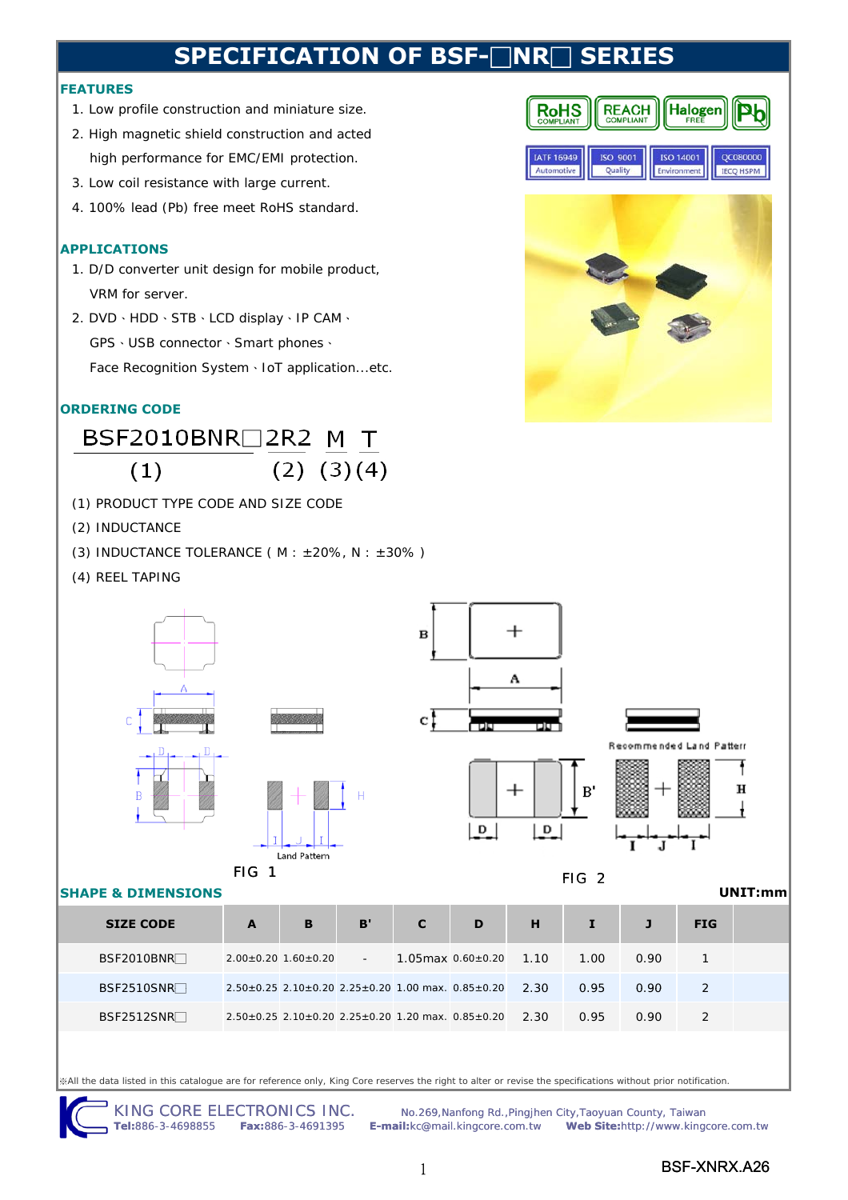# SPECIFICATION OF BSF-□NR□ SERIES

## FEATURES

1. Low profile construction and miniature size.
2. High magnetic shield construction and acted high performance for EMC/EMI protection.
3. Low coil resistance with large current.
4. 100% lead (Pb) free meet RoHS standard.

## APPLICATIONS

1. D/D converter unit design for mobile product, VRM for server.
2. DVD、HDD、STB、LCD display、IP CAM、GPS、USB connector、Smart phones、Face Recognition System、IoT application...etc.

## ORDERING CODE

BSF2010BNR□ 2R2 M T

(1) (2) (3) (4)

(1) PRODUCT TYPE CODE AND SIZE CODE

(2) INDUCTANCE

(3) INDUCTANCE TOLERANCE ( M : ±20%, N : ±30% )

(4) REEL TAPING

Land Pattern

FIG 1

Recommended Land Pattern

FIG 2

## SHAPE & DIMENSIONS

UNIT:mm

| SIZE CODE | A | B | B' | C | D | H | I | J | FIG |
|---|---|---|---|---|---|---|---|---|---|
| BSF2010BNR□ | 2.00±0.20 | 1.60±0.20 | - | 1.05max | 0.60±0.20 | 1.10 | 1.00 | 0.90 | 1 |
| BSF2510SNR□ | 2.50±0.25 | 2.10±0.20 | 2.25±0.20 | 1.00 max. | 0.85±0.20 | 2.30 | 0.95 | 0.90 | 2 |
| BSF2512SNR□ | 2.50±0.25 | 2.10±0.20 | 2.25±0.20 | 1.20 max. | 0.85±0.20 | 2.30 | 0.95 | 0.90 | 2 |

※All the data listed in this catalogue are for reference only, King Core reserves the right to alter or revise the specifications without prior notification.

KING CORE ELECTRONICS INC. No.269,Nanfong Rd.,Pingjhen City,Taoyuan County, Taiwan

**Tel:**886-3-4698855 **Fax:**886-3-4691395 **E-mail:**kc@mail.kingcore.com.tw **Web Site:**http://www.kingcore.com.tw

BSF-XNRX.A26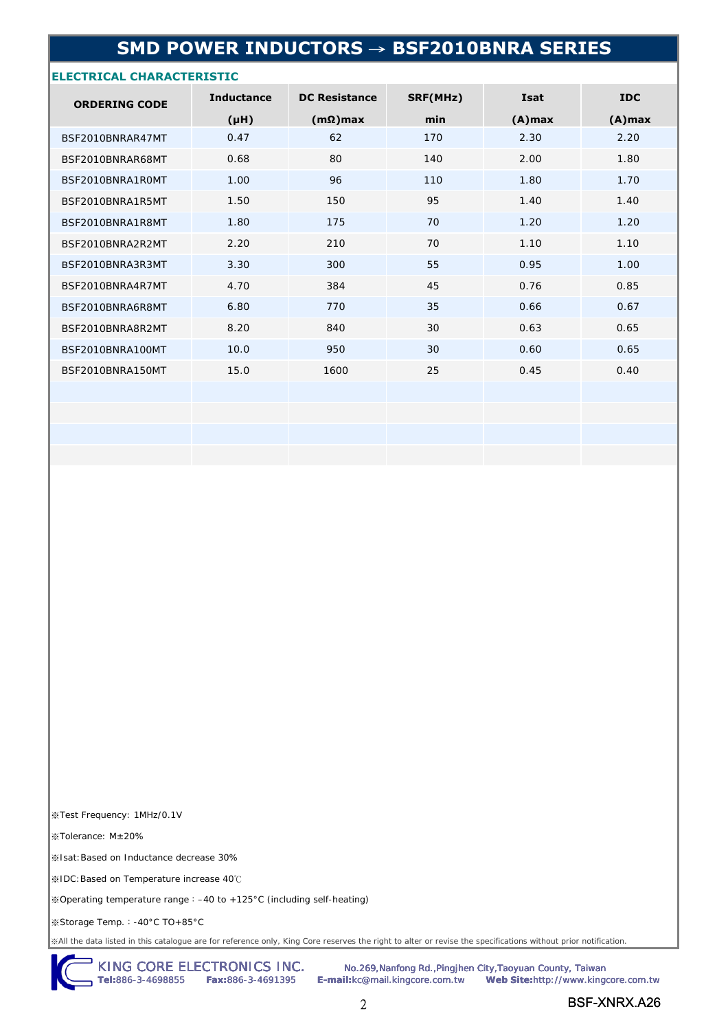# SMD POWER INDUCTORS → BSF2010BNRA SERIES

## ELECTRICAL CHARACTERISTIC

| ORDERING CODE | Inductance (μH) | DC Resistance (mΩ)max | SRF(MHz) min | Isat (A)max | IDC (A)max |
|---|---|---|---|---|---|
| BSF2010BNRAR47MT | 0.47 | 62 | 170 | 2.30 | 2.20 |
| BSF2010BNRAR68MT | 0.68 | 80 | 140 | 2.00 | 1.80 |
| BSF2010BNRA1R0MT | 1.00 | 96 | 110 | 1.80 | 1.70 |
| BSF2010BNRA1R5MT | 1.50 | 150 | 95 | 1.40 | 1.40 |
| BSF2010BNRA1R8MT | 1.80 | 175 | 70 | 1.20 | 1.20 |
| BSF2010BNRA2R2MT | 2.20 | 210 | 70 | 1.10 | 1.10 |
| BSF2010BNRA3R3MT | 3.30 | 300 | 55 | 0.95 | 1.00 |
| BSF2010BNRA4R7MT | 4.70 | 384 | 45 | 0.76 | 0.85 |
| BSF2010BNRA6R8MT | 6.80 | 770 | 35 | 0.66 | 0.67 |
| BSF2010BNRA8R2MT | 8.20 | 840 | 30 | 0.63 | 0.65 |
| BSF2010BNRA100MT | 10.0 | 950 | 30 | 0.60 | 0.65 |
| BSF2010BNRA150MT | 15.0 | 1600 | 25 | 0.45 | 0.40 |

※Test Frequency: 1MHz/0.1V

※Tolerance: M±20%

※Isat:Based on Inductance decrease 30%

※IDC:Based on Temperature increase 40℃

※Operating temperature range：-40 to +125°C (including self-heating)

※Storage Temp.：-40°C TO+85°C

※All the data listed in this catalogue are for reference only, King Core reserves the right to alter or revise the specifications without prior notification.

KING CORE ELECTRONICS INC. **Tel:**886-3-4698855 **Fax:**886-3-4691395 No.269,Nanfong Rd.,Pingjhen City,Taoyuan County, Taiwan **E-mail:**kc@mail.kingcore.com.tw **Web Site:**http://www.kingcore.com.tw

BSF-XNRX.A26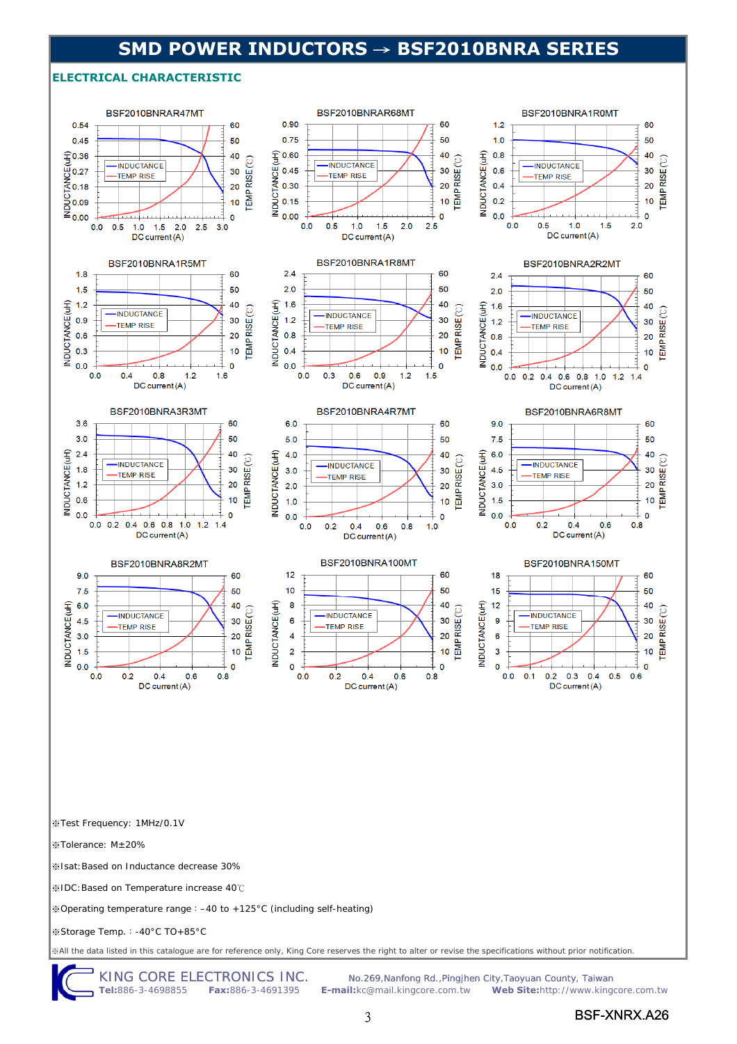# SMD POWER INDUCTORS → BSF2010BNRA SERIES

## ELECTRICAL CHARACTERISTIC

BSF2010BNRAR47MT

BSF2010BNRAR68MT

BSF2010BNRA1R0MT

BSF2010BNRA1R5MT

BSF2010BNRA1R8MT

BSF2010BNRA2R2MT

BSF2010BNRA3R3MT

BSF2010BNRA4R7MT

BSF2010BNRA6R8MT

BSF2010BNRA8R2MT

BSF2010BNRA100MT

BSF2010BNRA150MT

※Test Frequency: 1MHz/0.1V

※Tolerance: M±20%

※Isat: Based on Inductance decrease 30%

※IDC: Based on Temperature increase 40℃

※Operating temperature range：-40 to +125°C (including self-heating)

※Storage Temp.：-40°C TO+85°C

※All the data listed in this catalogue are for reference only, King Core reserves the right to alter or revise the specifications without prior notification.

KING CORE ELECTRONICS INC. No.269,Nanfong Rd.,Pingjhen City,Taoyuan County, Taiwan
**Tel:**886-3-4698855 **Fax:**886-3-4691395 **E-mail:**kc@mail.kingcore.com.tw **Web Site:**http://www.kingcore.com.tw

BSF-XNRX.A26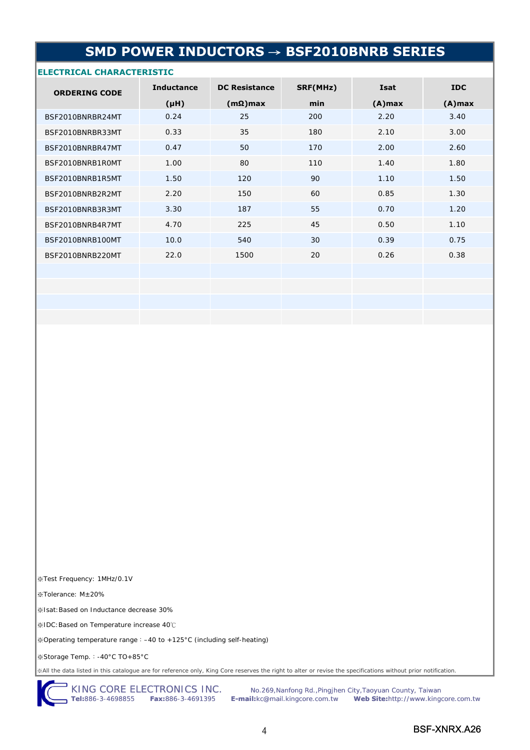# SMD POWER INDUCTORS → BSF2010BNRB SERIES

## ELECTRICAL CHARACTERISTIC

| ORDERING CODE | Inductance (μH) | DC Resistance (mΩ)max | SRF(MHz) min | Isat (A)max | IDC (A)max |
|---|---|---|---|---|---|
| BSF2010BNRBR24MT | 0.24 | 25 | 200 | 2.20 | 3.40 |
| BSF2010BNRBR33MT | 0.33 | 35 | 180 | 2.10 | 3.00 |
| BSF2010BNRBR47MT | 0.47 | 50 | 170 | 2.00 | 2.60 |
| BSF2010BNRB1R0MT | 1.00 | 80 | 110 | 1.40 | 1.80 |
| BSF2010BNRB1R5MT | 1.50 | 120 | 90 | 1.10 | 1.50 |
| BSF2010BNRB2R2MT | 2.20 | 150 | 60 | 0.85 | 1.30 |
| BSF2010BNRB3R3MT | 3.30 | 187 | 55 | 0.70 | 1.20 |
| BSF2010BNRB4R7MT | 4.70 | 225 | 45 | 0.50 | 1.10 |
| BSF2010BNRB100MT | 10.0 | 540 | 30 | 0.39 | 0.75 |
| BSF2010BNRB220MT | 22.0 | 1500 | 20 | 0.26 | 0.38 |

※Test Frequency: 1MHz/0.1V

※Tolerance: M±20%

※Isat:Based on Inductance decrease 30%

※IDC:Based on Temperature increase 40℃

※Operating temperature range：–40 to +125°C (including self-heating)

※Storage Temp.：-40°C TO+85°C

※All the data listed in this catalogue are for reference only, King Core reserves the right to alter or revise the specifications without prior notification.

KING CORE ELECTRONICS INC. No.269,Nanfong Rd.,Pingjhen City,Taoyuan County, Taiwan
**Tel:**886-3-4698855 **Fax:**886-3-4691395 **E-mail:**kc@mail.kingcore.com.tw **Web Site:**http://www.kingcore.com.tw

BSF-XNRX.A26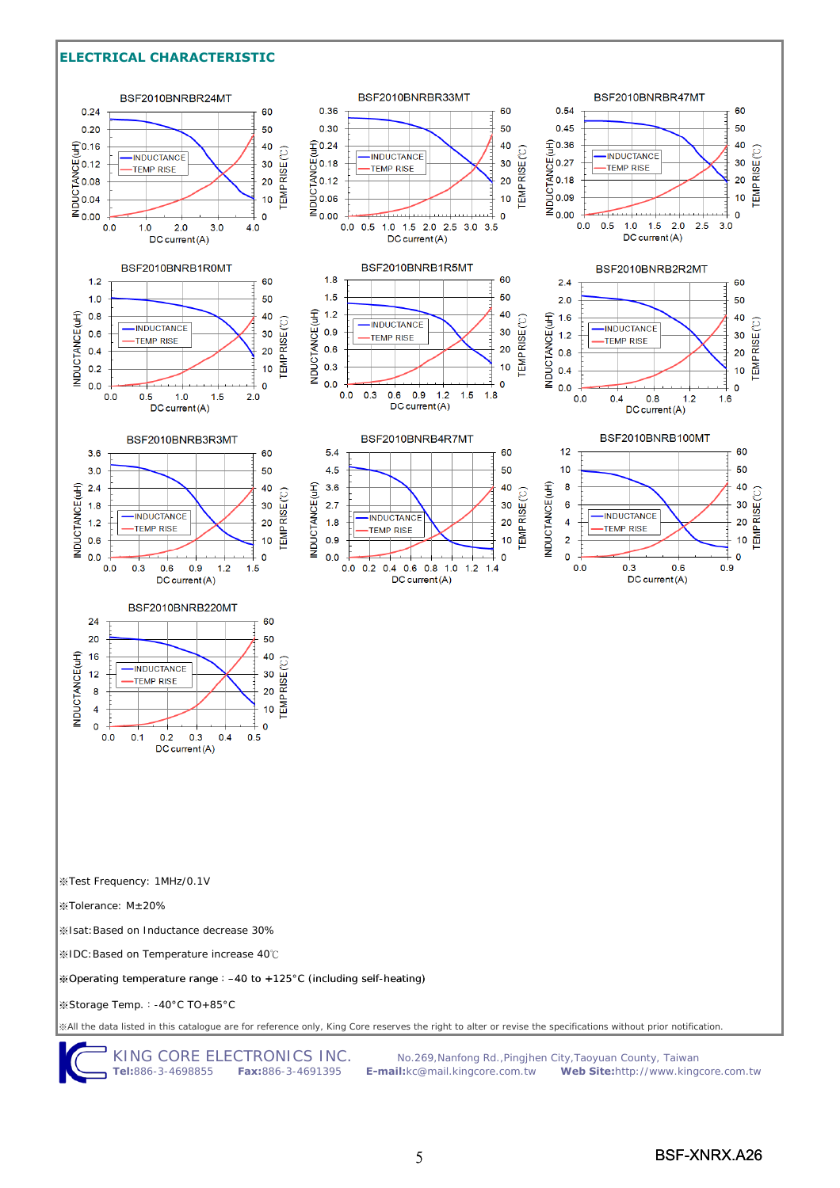## ELECTRICAL CHARACTERISTIC

BSF2010BNRBR24MT

BSF2010BNRBR33MT

BSF2010BNRBR47MT

BSF2010BNRB1R0MT

BSF2010BNRB1R5MT

BSF2010BNRB2R2MT

BSF2010BNRB3R3MT

BSF2010BNRB4R7MT

BSF2010BNRB100MT

BSF2010BNRB220MT

※Test Frequency: 1MHz/0.1V

※Tolerance: M±20%

※Isat:Based on Inductance decrease 30%

※IDC:Based on Temperature increase 40℃

※Operating temperature range：–40 to +125°C (including self-heating)

※Storage Temp.：-40°C TO+85°C

※All the data listed in this catalogue are for reference only, King Core reserves the right to alter or revise the specifications without prior notification.

KING CORE ELECTRONICS INC. No.269,Nanfong Rd.,Pingjhen City,Taoyuan County, Taiwan

**Tel:**886-3-4698855 **Fax:**886-3-4691395 **E-mail:**kc@mail.kingcore.com.tw **Web Site:**http://www.kingcore.com.tw

BSF-XNRX.A26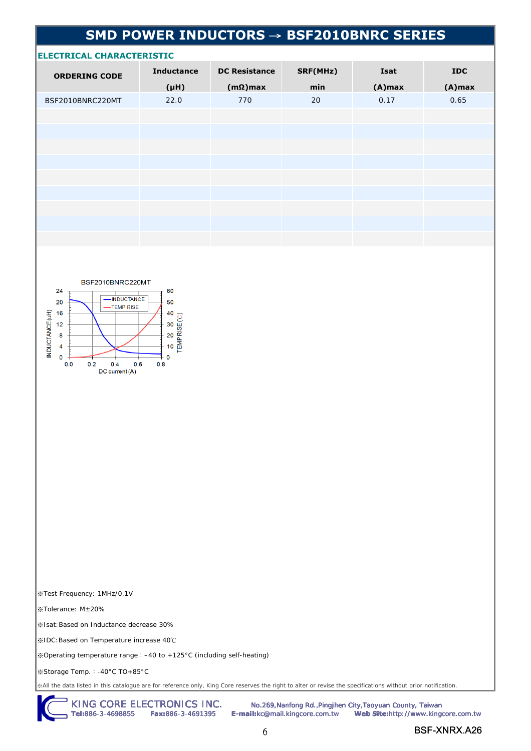# SMD POWER INDUCTORS → BSF2010BNRC SERIES

## ELECTRICAL CHARACTERISTIC

| ORDERING CODE | Inductance (μH) | DC Resistance (mΩ)max | SRF(MHz) min | Isat (A)max | IDC (A)max |
|---|---|---|---|---|---|
| BSF2010BNRC220MT | 22.0 | 770 | 20 | 0.17 | 0.65 |

BSF2010BNRC220MT

INDUCTANCE
TEMP RISE

INDUCTANCE(uH)
24
20
16
12
8
4
0

TEMP RISE(℃)
60
50
40
30
20
10
0

0.0 0.2 0.4 0.6 0.8
DC current(A)

※Test Frequency: 1MHz/0.1V

※Tolerance: M±20%

※Isat:Based on Inductance decrease 30%

※IDC:Based on Temperature increase 40℃

※Operating temperature range：–40 to +125°C (including self-heating)

※Storage Temp.：-40°C TO+85°C

※All the data listed in this catalogue are for reference only, King Core reserves the right to alter or revise the specifications without prior notification.

KING CORE ELECTRONICS INC. Tel:886-3-4698855 Fax:886-3-4691395
No.269,Nanfong Rd.,Pingjhen City,Taoyuan County, Taiwan E-mail:kc@mail.kingcore.com.tw Web Site:http://www.kingcore.com.tw

BSF-XNRX.A26